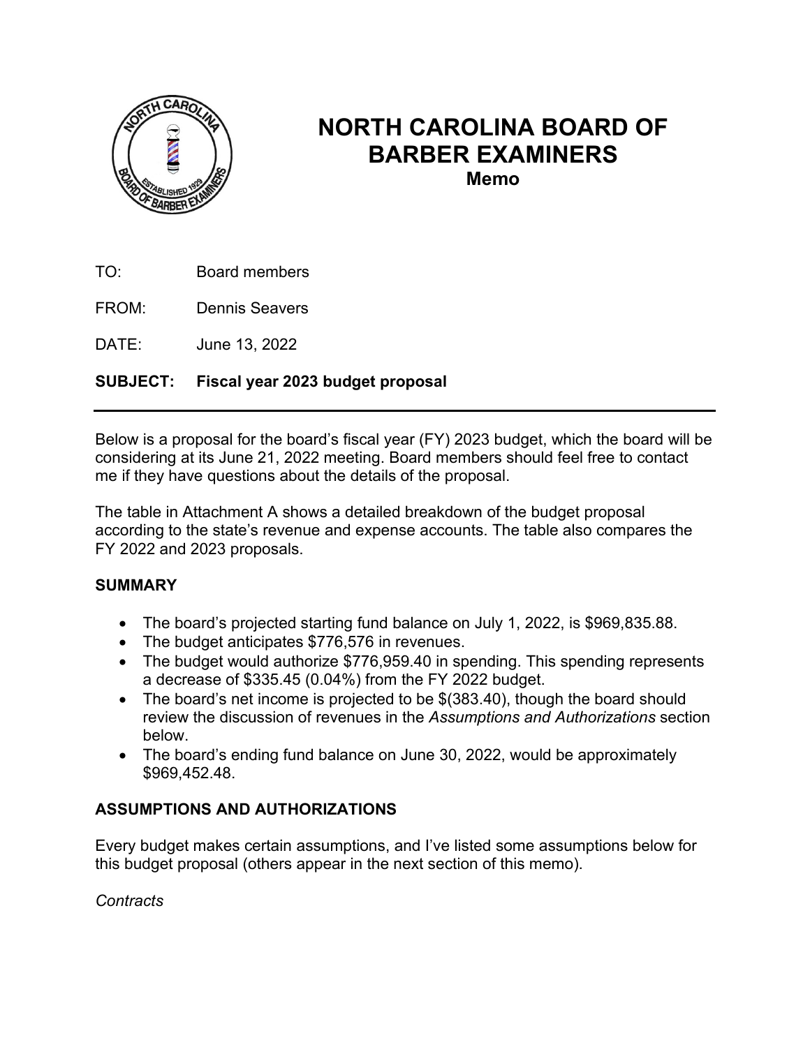# NORTH CAROLINA BOARD OF BARBER EXAMINERS

**Memo**

TO: Board members

FROM: Dennis Seavers

DATE: June 13, 2022

**SUBJECT: Fiscal year 2023 budget proposal**

---

Below is a proposal for the board's fiscal year (FY) 2023 budget, which the board will be considering at its June 21, 2022 meeting. Board members should feel free to contact me if they have questions about the details of the proposal.

The table in Attachment A shows a detailed breakdown of the budget proposal according to the state's revenue and expense accounts. The table also compares the FY 2022 and 2023 proposals.

### SUMMARY

- The board's projected starting fund balance on July 1, 2022, is $969,835.88.
- The budget anticipates $776,576 in revenues.
- The budget would authorize $776,959.40 in spending. This spending represents a decrease of $335.45 (0.04%) from the FY 2022 budget.
- The board's net income is projected to be $(383.40), though the board should review the discussion of revenues in the *Assumptions and Authorizations* section below.
- The board's ending fund balance on June 30, 2022, would be approximately $969,452.48.

### ASSUMPTIONS AND AUTHORIZATIONS

Every budget makes certain assumptions, and I've listed some assumptions below for this budget proposal (others appear in the next section of this memo).

*Contracts*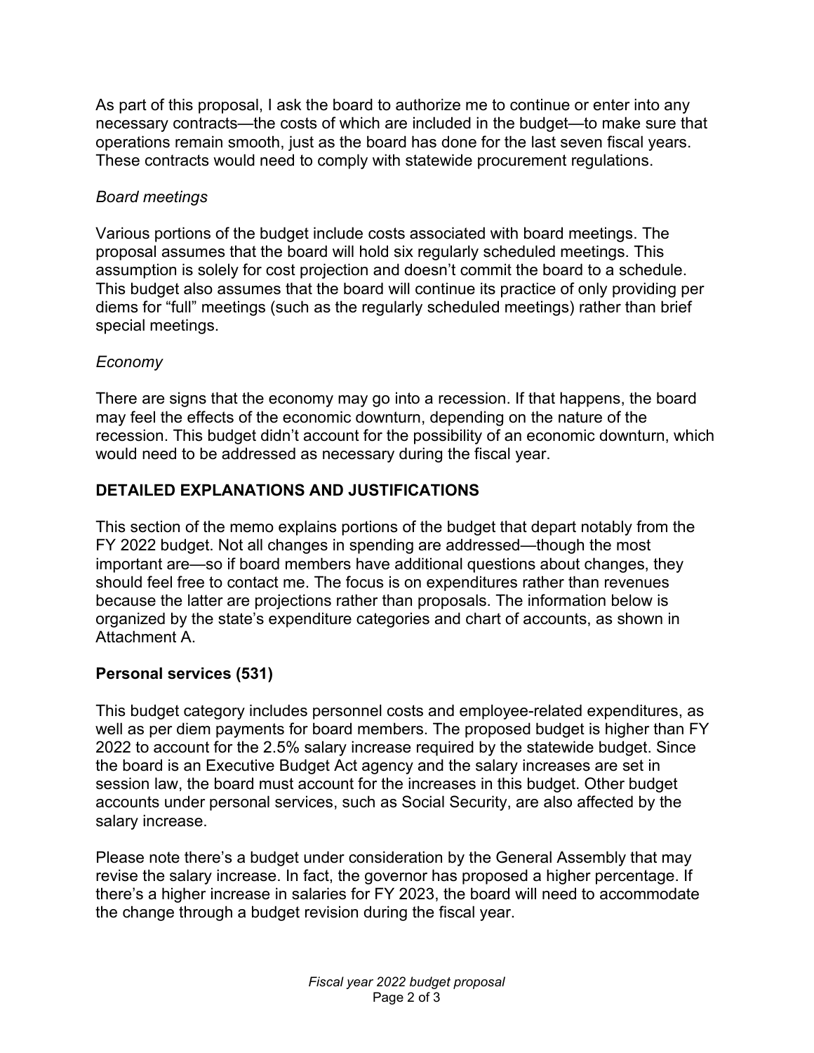As part of this proposal, I ask the board to authorize me to continue or enter into any necessary contracts—the costs of which are included in the budget—to make sure that operations remain smooth, just as the board has done for the last seven fiscal years. These contracts would need to comply with statewide procurement regulations.

*Board meetings*

Various portions of the budget include costs associated with board meetings. The proposal assumes that the board will hold six regularly scheduled meetings. This assumption is solely for cost projection and doesn't commit the board to a schedule. This budget also assumes that the board will continue its practice of only providing per diems for "full" meetings (such as the regularly scheduled meetings) rather than brief special meetings.

*Economy*

There are signs that the economy may go into a recession. If that happens, the board may feel the effects of the economic downturn, depending on the nature of the recession. This budget didn't account for the possibility of an economic downturn, which would need to be addressed as necessary during the fiscal year.

## DETAILED EXPLANATIONS AND JUSTIFICATIONS

This section of the memo explains portions of the budget that depart notably from the FY 2022 budget. Not all changes in spending are addressed—though the most important are—so if board members have additional questions about changes, they should feel free to contact me. The focus is on expenditures rather than revenues because the latter are projections rather than proposals. The information below is organized by the state's expenditure categories and chart of accounts, as shown in Attachment A.

### Personal services (531)

This budget category includes personnel costs and employee-related expenditures, as well as per diem payments for board members. The proposed budget is higher than FY 2022 to account for the 2.5% salary increase required by the statewide budget. Since the board is an Executive Budget Act agency and the salary increases are set in session law, the board must account for the increases in this budget. Other budget accounts under personal services, such as Social Security, are also affected by the salary increase.

Please note there's a budget under consideration by the General Assembly that may revise the salary increase. In fact, the governor has proposed a higher percentage. If there's a higher increase in salaries for FY 2023, the board will need to accommodate the change through a budget revision during the fiscal year.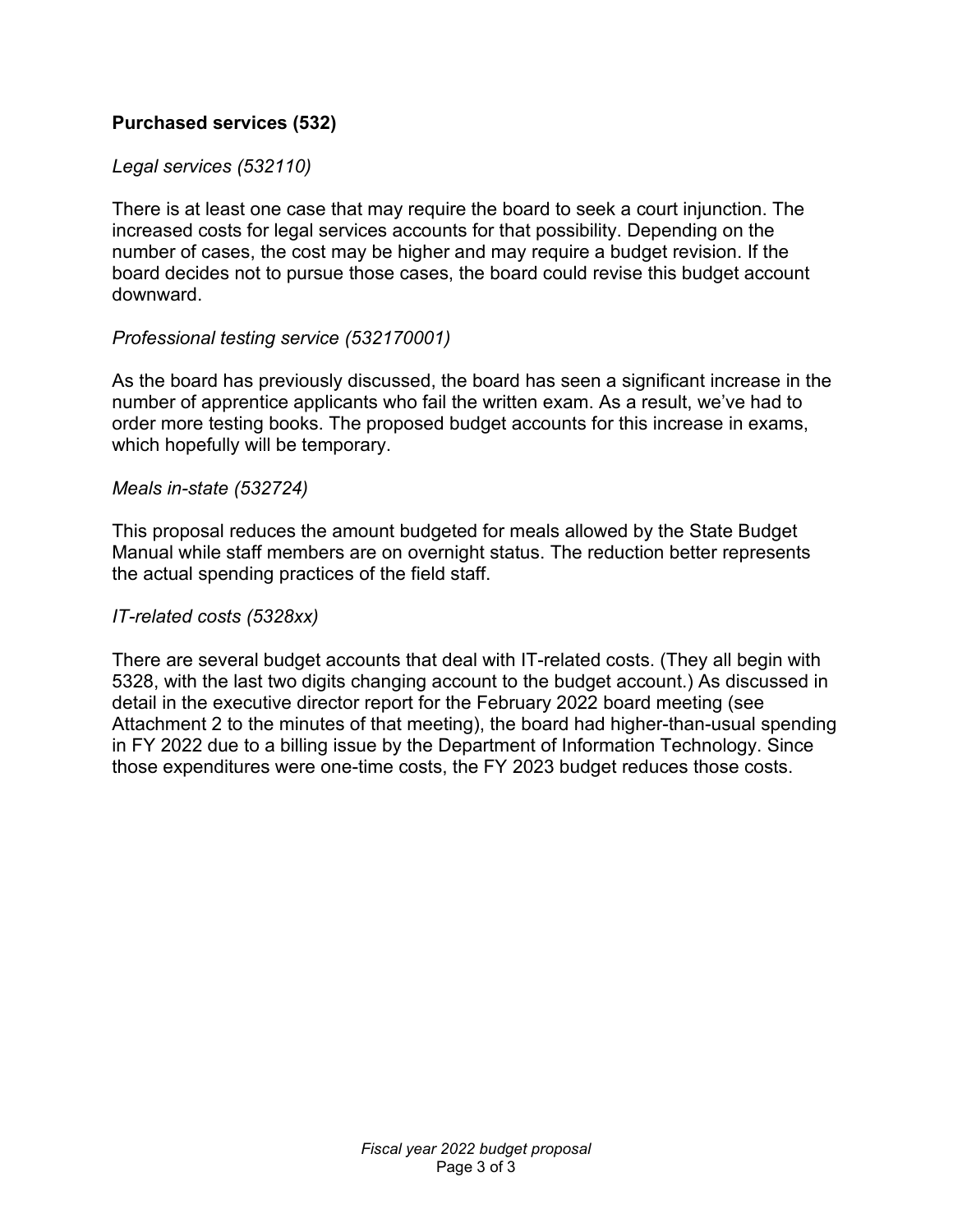### Purchased services (532)

*Legal services (532110)*

There is at least one case that may require the board to seek a court injunction. The increased costs for legal services accounts for that possibility. Depending on the number of cases, the cost may be higher and may require a budget revision. If the board decides not to pursue those cases, the board could revise this budget account downward.

*Professional testing service (532170001)*

As the board has previously discussed, the board has seen a significant increase in the number of apprentice applicants who fail the written exam. As a result, we've had to order more testing books. The proposed budget accounts for this increase in exams, which hopefully will be temporary.

*Meals in-state (532724)*

This proposal reduces the amount budgeted for meals allowed by the State Budget Manual while staff members are on overnight status. The reduction better represents the actual spending practices of the field staff.

*IT-related costs (5328xx)*

There are several budget accounts that deal with IT-related costs. (They all begin with 5328, with the last two digits changing account to the budget account.) As discussed in detail in the executive director report for the February 2022 board meeting (see Attachment 2 to the minutes of that meeting), the board had higher-than-usual spending in FY 2022 due to a billing issue by the Department of Information Technology. Since those expenditures were one-time costs, the FY 2023 budget reduces those costs.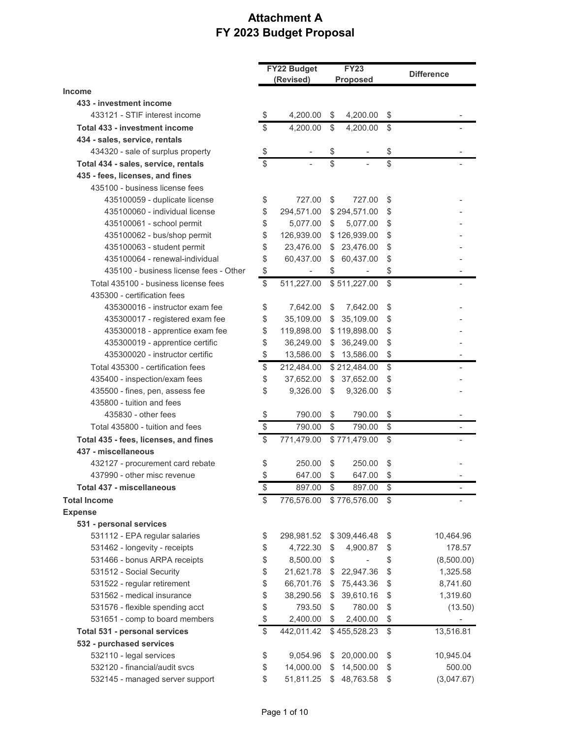# Attachment A
# FY 2023 Budget Proposal

| | FY22 Budget (Revised) | FY23 Proposed | Difference |
|---|---|---|---|
| **Income** | | | |
| **433 - investment income** | | | |
| 433121 - STIF interest income | $ 4,200.00 | $ 4,200.00 | $ - |
| **Total 433 - investment income** | $ 4,200.00 | $ 4,200.00 | $ - |
| **434 - sales, service, rentals** | | | |
| 434320 - sale of surplus property | $ - | $ - | $ - |
| **Total 434 - sales, service, rentals** | $ - | $ - | $ - |
| **435 - fees, licenses, and fines** | | | |
| 435100 - business license fees | | | |
| 435100059 - duplicate license | $ 727.00 | $ 727.00 | $ - |
| 435100060 - individual license | $ 294,571.00 | $ 294,571.00 | $ - |
| 435100061 - school permit | $ 5,077.00 | $ 5,077.00 | $ - |
| 435100062 - bus/shop permit | $ 126,939.00 | $ 126,939.00 | $ - |
| 435100063 - student permit | $ 23,476.00 | $ 23,476.00 | $ - |
| 435100064 - renewal-individual | $ 60,437.00 | $ 60,437.00 | $ - |
| 435100 - business license fees - Other | $ - | $ - | $ - |
| Total 435100 - business license fees | $ 511,227.00 | $ 511,227.00 | $ - |
| 435300 - certification fees | | | |
| 435300016 - instructor exam fee | $ 7,642.00 | $ 7,642.00 | $ - |
| 435300017 - registered exam fee | $ 35,109.00 | $ 35,109.00 | $ - |
| 435300018 - apprentice exam fee | $ 119,898.00 | $ 119,898.00 | $ - |
| 435300019 - apprentice certific | $ 36,249.00 | $ 36,249.00 | $ - |
| 435300020 - instructor certific | $ 13,586.00 | $ 13,586.00 | $ - |
| Total 435300 - certification fees | $ 212,484.00 | $ 212,484.00 | $ - |
| 435400 - inspection/exam fees | $ 37,652.00 | $ 37,652.00 | $ - |
| 435500 - fines, pen, assess fee | $ 9,326.00 | $ 9,326.00 | $ - |
| 435800 - tuition and fees | | | |
| 435830 - other fees | $ 790.00 | $ 790.00 | $ - |
| Total 435800 - tuition and fees | $ 790.00 | $ 790.00 | $ - |
| **Total 435 - fees, licenses, and fines** | $ 771,479.00 | $ 771,479.00 | $ - |
| **437 - miscellaneous** | | | |
| 432127 - procurement card rebate | $ 250.00 | $ 250.00 | $ - |
| 437990 - other misc revenue | $ 647.00 | $ 647.00 | $ - |
| **Total 437 - miscellaneous** | $ 897.00 | $ 897.00 | $ - |
| **Total Income** | $ 776,576.00 | $ 776,576.00 | $ - |
| **Expense** | | | |
| **531 - personal services** | | | |
| 531112 - EPA regular salaries | $ 298,981.52 | $ 309,446.48 | $ 10,464.96 |
| 531462 - longevity - receipts | $ 4,722.30 | $ 4,900.87 | $ 178.57 |
| 531466 - bonus ARPA receipts | $ 8,500.00 | $ - | $ (8,500.00) |
| 531512 - Social Security | $ 21,621.78 | $ 22,947.36 | $ 1,325.58 |
| 531522 - regular retirement | $ 66,701.76 | $ 75,443.36 | $ 8,741.60 |
| 531562 - medical insurance | $ 38,290.56 | $ 39,610.16 | $ 1,319.60 |
| 531576 - flexible spending acct | $ 793.50 | $ 780.00 | $ (13.50) |
| 531651 - comp to board members | $ 2,400.00 | $ 2,400.00 | $ - |
| **Total 531 - personal services** | $ 442,011.42 | $ 455,528.23 | $ 13,516.81 |
| **532 - purchased services** | | | |
| 532110 - legal services | $ 9,054.96 | $ 20,000.00 | $ 10,945.04 |
| 532120 - financial/audit svcs | $ 14,000.00 | $ 14,500.00 | $ 500.00 |
| 532145 - managed server support | $ 51,811.25 | $ 48,763.58 | $ (3,047.67) |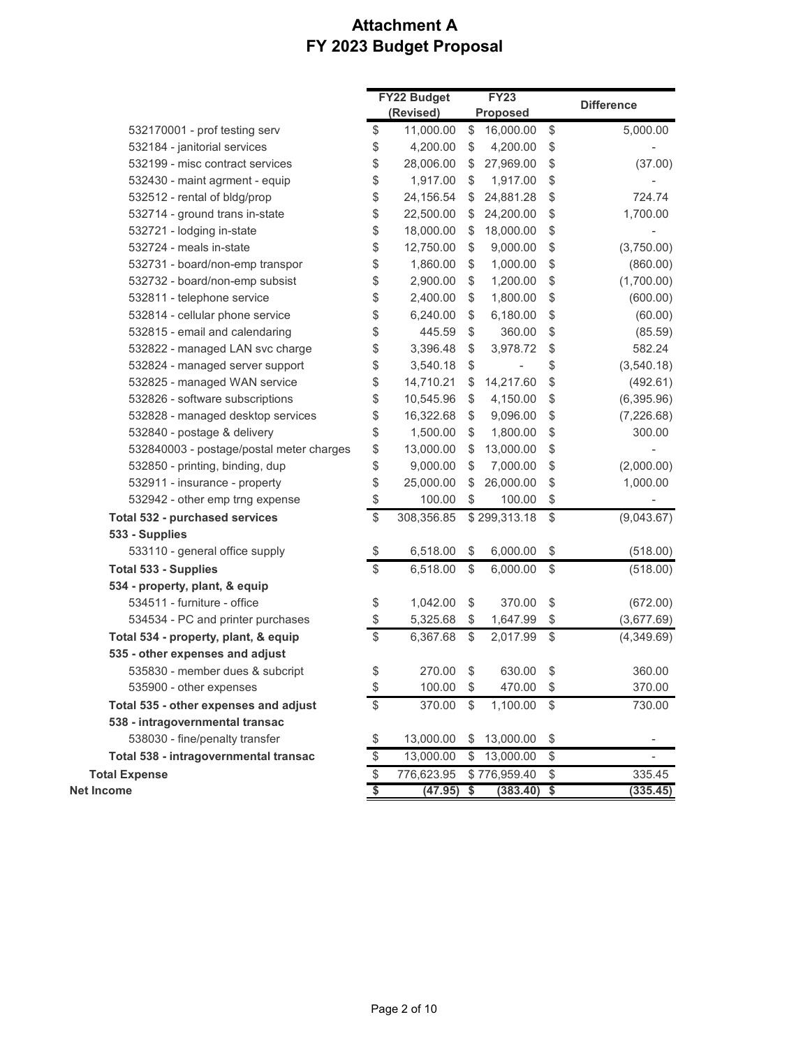# Attachment A
# FY 2023 Budget Proposal

| | FY22 Budget (Revised) | FY23 Proposed | Difference |
|---|---|---|---|
| 532170001 - prof testing serv | $ 11,000.00 | $ 16,000.00 | $ 5,000.00 |
| 532184 - janitorial services | $ 4,200.00 | $ 4,200.00 | $ - |
| 532199 - misc contract services | $ 28,006.00 | $ 27,969.00 | $ (37.00) |
| 532430 - maint agrment - equip | $ 1,917.00 | $ 1,917.00 | $ - |
| 532512 - rental of bldg/prop | $ 24,156.54 | $ 24,881.28 | $ 724.74 |
| 532714 - ground trans in-state | $ 22,500.00 | $ 24,200.00 | $ 1,700.00 |
| 532721 - lodging in-state | $ 18,000.00 | $ 18,000.00 | $ - |
| 532724 - meals in-state | $ 12,750.00 | $ 9,000.00 | $ (3,750.00) |
| 532731 - board/non-emp transpor | $ 1,860.00 | $ 1,000.00 | $ (860.00) |
| 532732 - board/non-emp subsist | $ 2,900.00 | $ 1,200.00 | $ (1,700.00) |
| 532811 - telephone service | $ 2,400.00 | $ 1,800.00 | $ (600.00) |
| 532814 - cellular phone service | $ 6,240.00 | $ 6,180.00 | $ (60.00) |
| 532815 - email and calendaring | $ 445.59 | $ 360.00 | $ (85.59) |
| 532822 - managed LAN svc charge | $ 3,396.48 | $ 3,978.72 | $ 582.24 |
| 532824 - managed server support | $ 3,540.18 | $ - | $ (3,540.18) |
| 532825 - managed WAN service | $ 14,710.21 | $ 14,217.60 | $ (492.61) |
| 532826 - software subscriptions | $ 10,545.96 | $ 4,150.00 | $ (6,395.96) |
| 532828 - managed desktop services | $ 16,322.68 | $ 9,096.00 | $ (7,226.68) |
| 532840 - postage & delivery | $ 1,500.00 | $ 1,800.00 | $ 300.00 |
| 532840003 - postage/postal meter charges | $ 13,000.00 | $ 13,000.00 | $ - |
| 532850 - printing, binding, dup | $ 9,000.00 | $ 7,000.00 | $ (2,000.00) |
| 532911 - insurance - property | $ 25,000.00 | $ 26,000.00 | $ 1,000.00 |
| 532942 - other emp trng expense | $ 100.00 | $ 100.00 | $ - |
| **Total 532 - purchased services** | $ 308,356.85 | $ 299,313.18 | $ (9,043.67) |
| **533 - Supplies** | | | |
| 533110 - general office supply | $ 6,518.00 | $ 6,000.00 | $ (518.00) |
| **Total 533 - Supplies** | $ 6,518.00 | $ 6,000.00 | $ (518.00) |
| **534 - property, plant, & equip** | | | |
| 534511 - furniture - office | $ 1,042.00 | $ 370.00 | $ (672.00) |
| 534534 - PC and printer purchases | $ 5,325.68 | $ 1,647.99 | $ (3,677.69) |
| **Total 534 - property, plant, & equip** | $ 6,367.68 | $ 2,017.99 | $ (4,349.69) |
| **535 - other expenses and adjust** | | | |
| 535830 - member dues & subcript | $ 270.00 | $ 630.00 | $ 360.00 |
| 535900 - other expenses | $ 100.00 | $ 470.00 | $ 370.00 |
| **Total 535 - other expenses and adjust** | $ 370.00 | $ 1,100.00 | $ 730.00 |
| **538 - intragovernmental transac** | | | |
| 538030 - fine/penalty transfer | $ 13,000.00 | $ 13,000.00 | $ - |
| **Total 538 - intragovernmental transac** | $ 13,000.00 | $ 13,000.00 | $ - |
| **Total Expense** | $ 776,623.95 | $ 776,959.40 | $ 335.45 |
| **Net Income** | **$ (47.95)** | **$ (383.40)** | **$ (335.45)** |